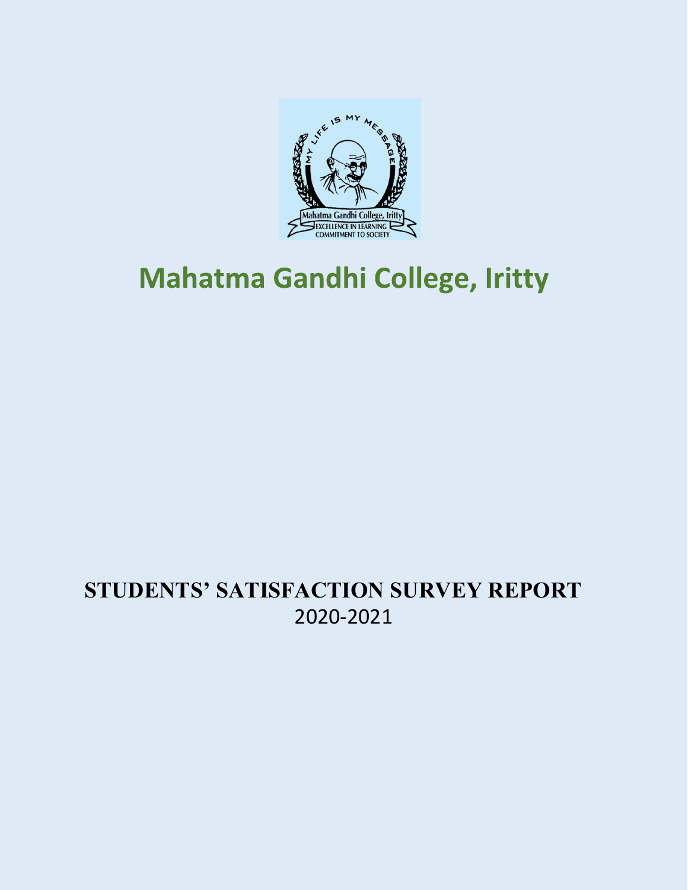# Mahatma Gandhi College, Iritty

## STUDENTS' SATISFACTION SURVEY REPORT

2020-2021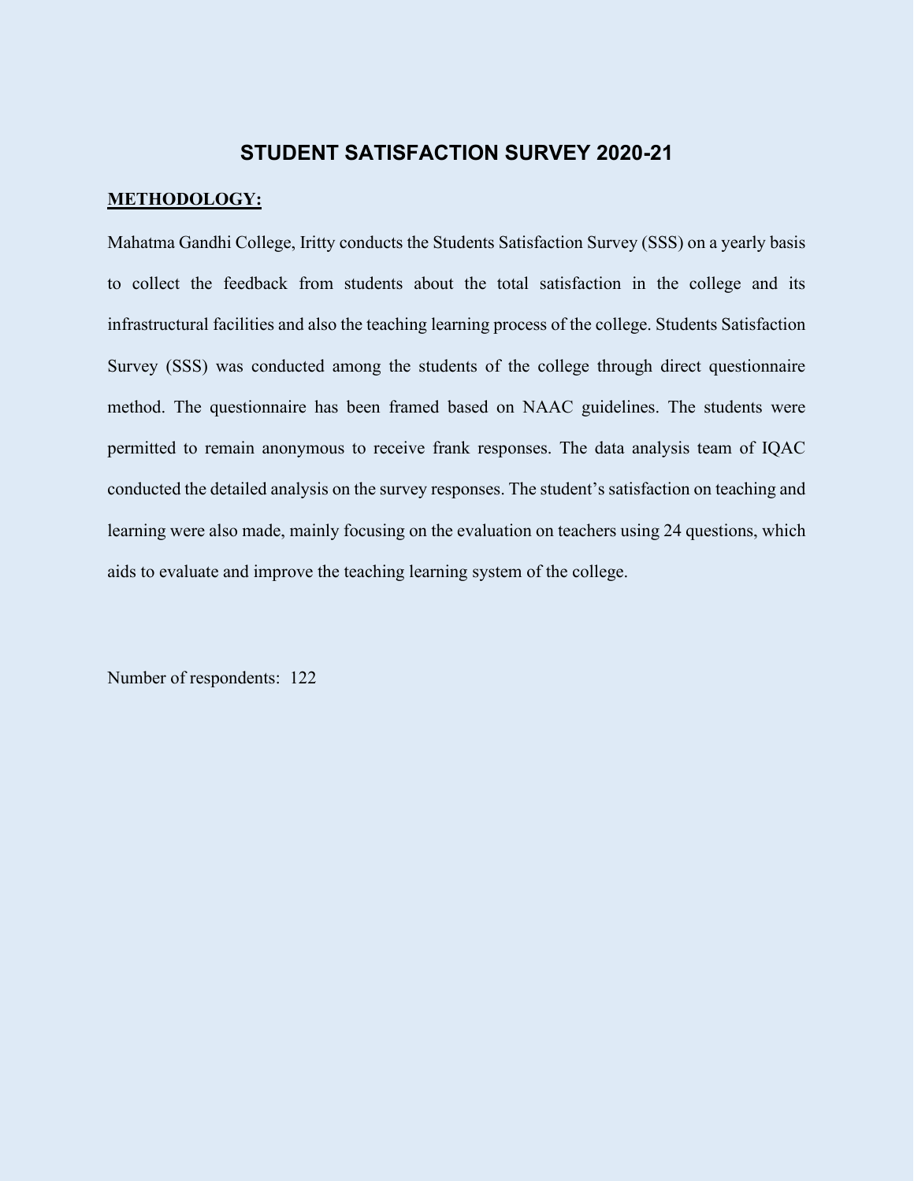# STUDENT SATISFACTION SURVEY 2020-21

## METHODOLOGY:

Mahatma Gandhi College, Iritty conducts the Students Satisfaction Survey (SSS) on a yearly basis to collect the feedback from students about the total satisfaction in the college and its infrastructural facilities and also the teaching learning process of the college. Students Satisfaction Survey (SSS) was conducted among the students of the college through direct questionnaire method. The questionnaire has been framed based on NAAC guidelines. The students were permitted to remain anonymous to receive frank responses. The data analysis team of IQAC conducted the detailed analysis on the survey responses. The student's satisfaction on teaching and learning were also made, mainly focusing on the evaluation on teachers using 24 questions, which aids to evaluate and improve the teaching learning system of the college.

Number of respondents: 122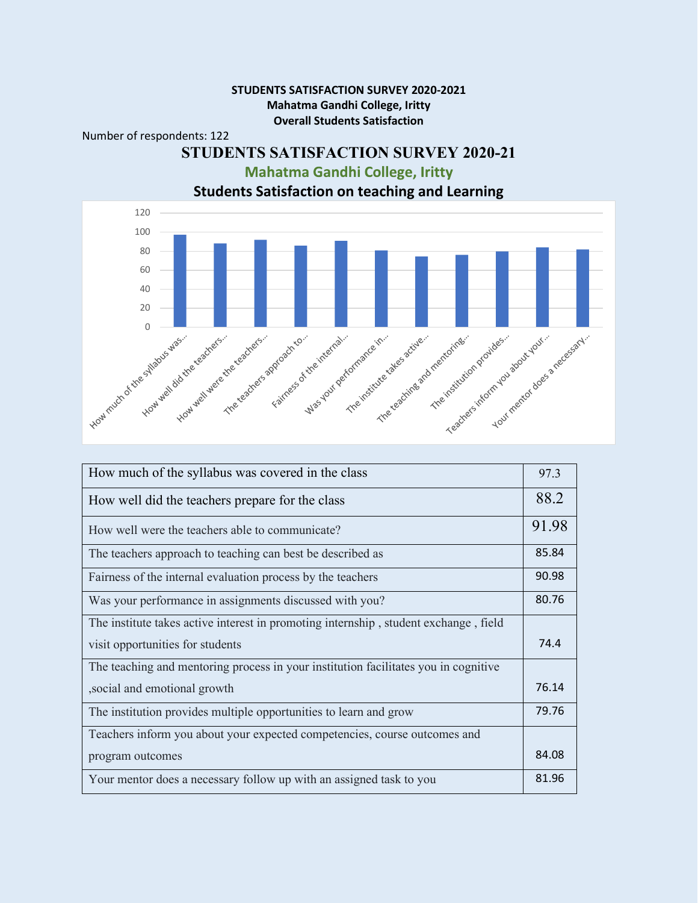**STUDENTS SATISFACTION SURVEY 2020-2021**
**Mahatma Gandhi College, Iritty**
**Overall Students Satisfaction**

Number of respondents: 122

# STUDENTS SATISFACTION SURVEY 2020-21

## Mahatma Gandhi College, Iritty

### Students Satisfaction on teaching and Learning

| | |
|---|---|
| How much of the syllabus was covered in the class | 97.3 |
| How well did the teachers prepare for the class | 88.2 |
| How well were the teachers able to communicate? | 91.98 |
| The teachers approach to teaching can best be described as | 85.84 |
| Fairness of the internal evaluation process by the teachers | 90.98 |
| Was your performance in assignments discussed with you? | 80.76 |
| The institute takes active interest in promoting internship , student exchange , field visit opportunities for students | 74.4 |
| The teaching and mentoring process in your institution facilitates you in cognitive ,social and emotional growth | 76.14 |
| The institution provides multiple opportunities to learn and grow | 79.76 |
| Teachers inform you about your expected competencies, course outcomes and program outcomes | 84.08 |
| Your mentor does a necessary follow up with an assigned task to you | 81.96 |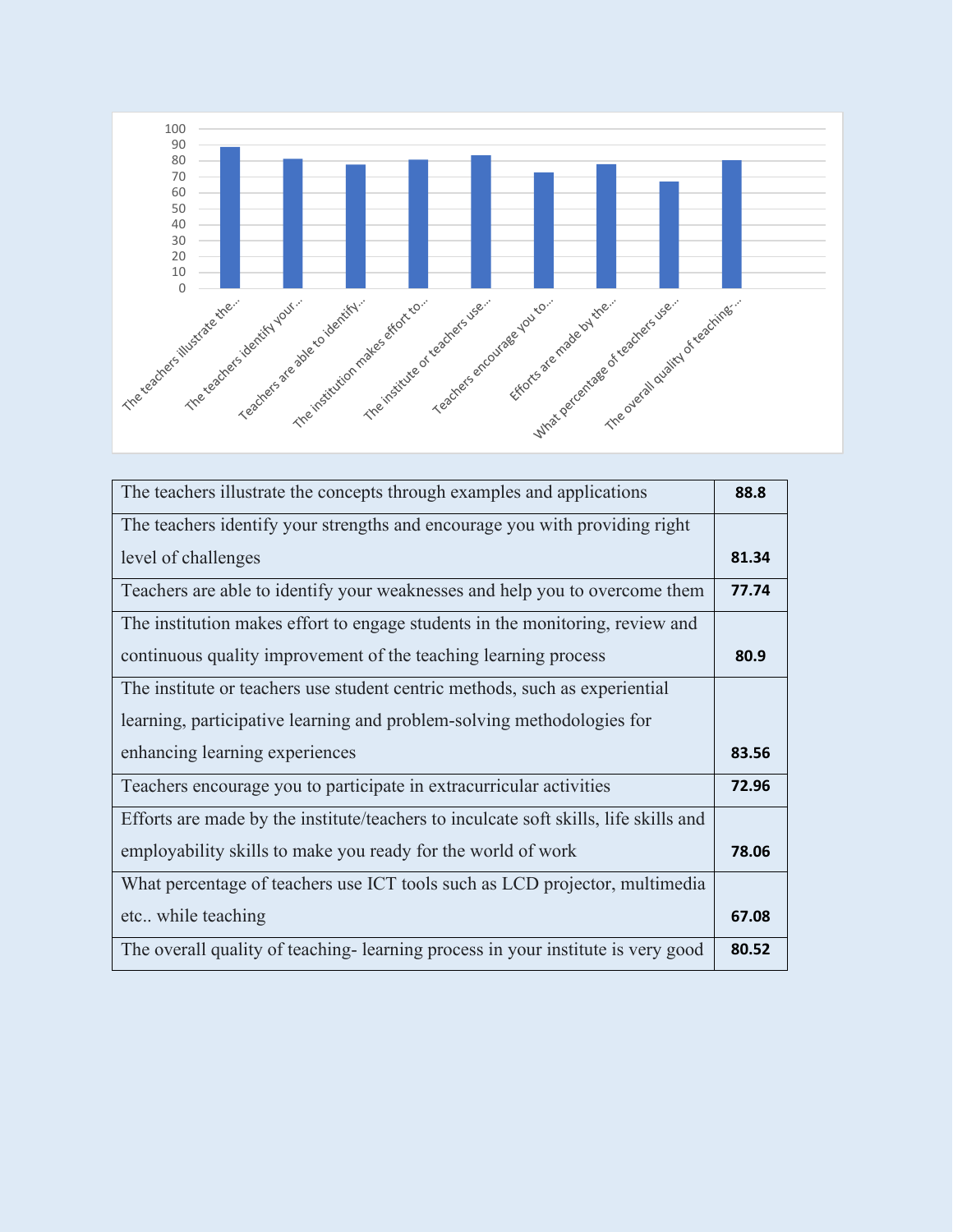| The teachers illustrate the concepts through examples and applications | 88.8 |
|---|---|
| The teachers identify your strengths and encourage you with providing right level of challenges | 81.34 |
| Teachers are able to identify your weaknesses and help you to overcome them | 77.74 |
| The institution makes effort to engage students in the monitoring, review and continuous quality improvement of the teaching learning process | 80.9 |
| The institute or teachers use student centric methods, such as experiential learning, participative learning and problem-solving methodologies for enhancing learning experiences | 83.56 |
| Teachers encourage you to participate in extracurricular activities | 72.96 |
| Efforts are made by the institute/teachers to inculcate soft skills, life skills and employability skills to make you ready for the world of work | 78.06 |
| What percentage of teachers use ICT tools such as LCD projector, multimedia etc.. while teaching | 67.08 |
| The overall quality of teaching- learning process in your institute is very good | 80.52 |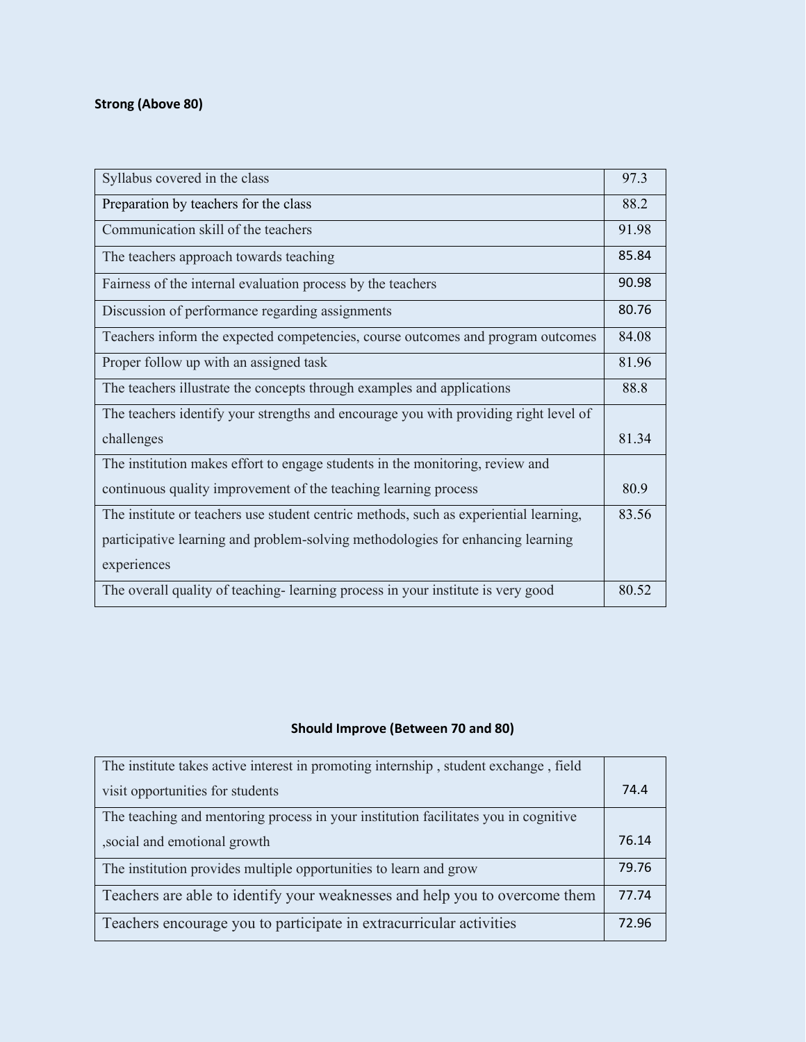**Strong (Above 80)**

| | |
|---|---|
| Syllabus covered in the class | 97.3 |
| Preparation by teachers for the class | 88.2 |
| Communication skill of the teachers | 91.98 |
| The teachers approach towards teaching | 85.84 |
| Fairness of the internal evaluation process by the teachers | 90.98 |
| Discussion of performance regarding assignments | 80.76 |
| Teachers inform the expected competencies, course outcomes and program outcomes | 84.08 |
| Proper follow up with an assigned task | 81.96 |
| The teachers illustrate the concepts through examples and applications | 88.8 |
| The teachers identify your strengths and encourage you with providing right level of challenges | 81.34 |
| The institution makes effort to engage students in the monitoring, review and continuous quality improvement of the teaching learning process | 80.9 |
| The institute or teachers use student centric methods, such as experiential learning, participative learning and problem-solving methodologies for enhancing learning experiences | 83.56 |
| The overall quality of teaching- learning process in your institute is very good | 80.52 |

**Should Improve (Between 70 and 80)**

| | |
|---|---|
| The institute takes active interest in promoting internship , student exchange , field visit opportunities for students | 74.4 |
| The teaching and mentoring process in your institution facilitates you in cognitive ,social and emotional growth | 76.14 |
| The institution provides multiple opportunities to learn and grow | 79.76 |
| Teachers are able to identify your weaknesses and help you to overcome them | 77.74 |
| Teachers encourage you to participate in extracurricular activities | 72.96 |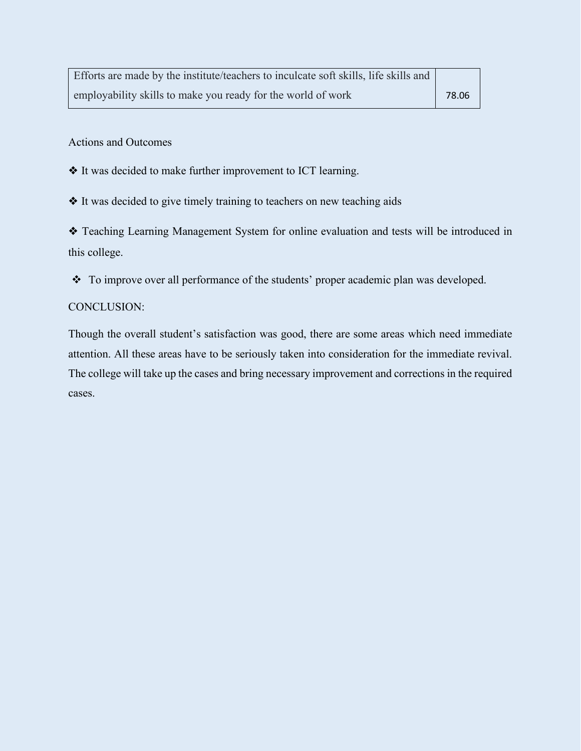| | |
|---|---|
| Efforts are made by the institute/teachers to inculcate soft skills, life skills and employability skills to make you ready for the world of work | 78.06 |

Actions and Outcomes

❖ It was decided to make further improvement to ICT learning.

❖ It was decided to give timely training to teachers on new teaching aids

❖ Teaching Learning Management System for online evaluation and tests will be introduced in this college.

❖ To improve over all performance of the students' proper academic plan was developed.

CONCLUSION:

Though the overall student's satisfaction was good, there are some areas which need immediate attention. All these areas have to be seriously taken into consideration for the immediate revival. The college will take up the cases and bring necessary improvement and corrections in the required cases.